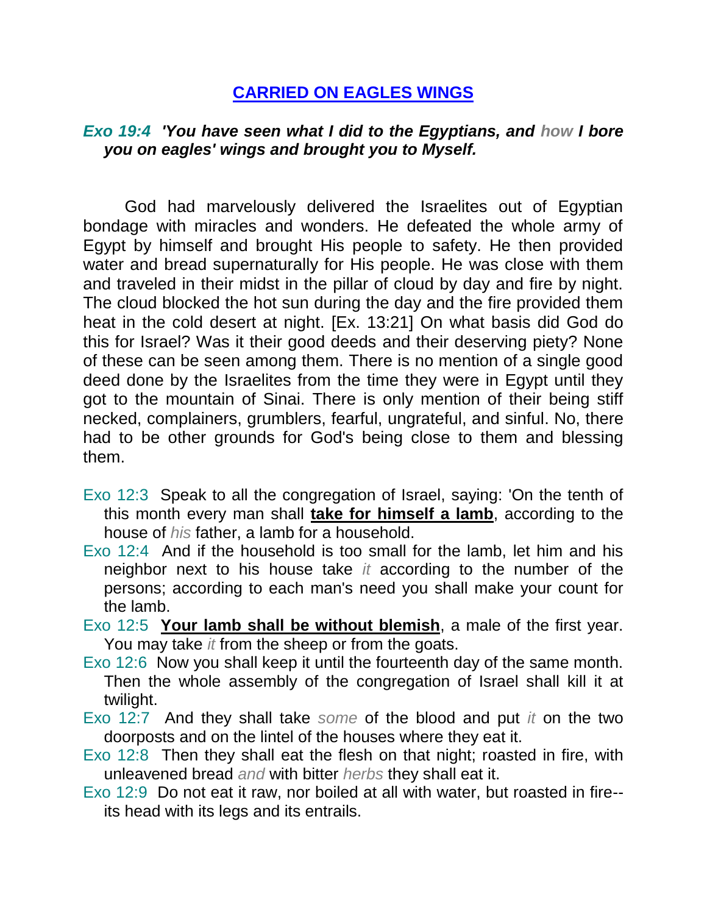# CARRIED ON EAGLES WINGS

***Exo 19:4 'You have seen what I did to the Egyptians, and how I bore you on eagles' wings and brought you to Myself.***

God had marvelously delivered the Israelites out of Egyptian bondage with miracles and wonders. He defeated the whole army of Egypt by himself and brought His people to safety. He then provided water and bread supernaturally for His people. He was close with them and traveled in their midst in the pillar of cloud by day and fire by night. The cloud blocked the hot sun during the day and the fire provided them heat in the cold desert at night. [Ex. 13:21] On what basis did God do this for Israel? Was it their good deeds and their deserving piety? None of these can be seen among them. There is no mention of a single good deed done by the Israelites from the time they were in Egypt until they got to the mountain of Sinai. There is only mention of their being stiff necked, complainers, grumblers, fearful, ungrateful, and sinful. No, there had to be other grounds for God's being close to them and blessing them.

Exo 12:3 Speak to all the congregation of Israel, saying: 'On the tenth of this month every man shall **take for himself a lamb**, according to the house of *his* father, a lamb for a household.

Exo 12:4 And if the household is too small for the lamb, let him and his neighbor next to his house take *it* according to the number of the persons; according to each man's need you shall make your count for the lamb.

Exo 12:5 **Your lamb shall be without blemish**, a male of the first year. You may take *it* from the sheep or from the goats.

Exo 12:6 Now you shall keep it until the fourteenth day of the same month. Then the whole assembly of the congregation of Israel shall kill it at twilight.

Exo 12:7 And they shall take *some* of the blood and put *it* on the two doorposts and on the lintel of the houses where they eat it.

Exo 12:8 Then they shall eat the flesh on that night; roasted in fire, with unleavened bread *and* with bitter *herbs* they shall eat it.

Exo 12:9 Do not eat it raw, nor boiled at all with water, but roasted in fire--its head with its legs and its entrails.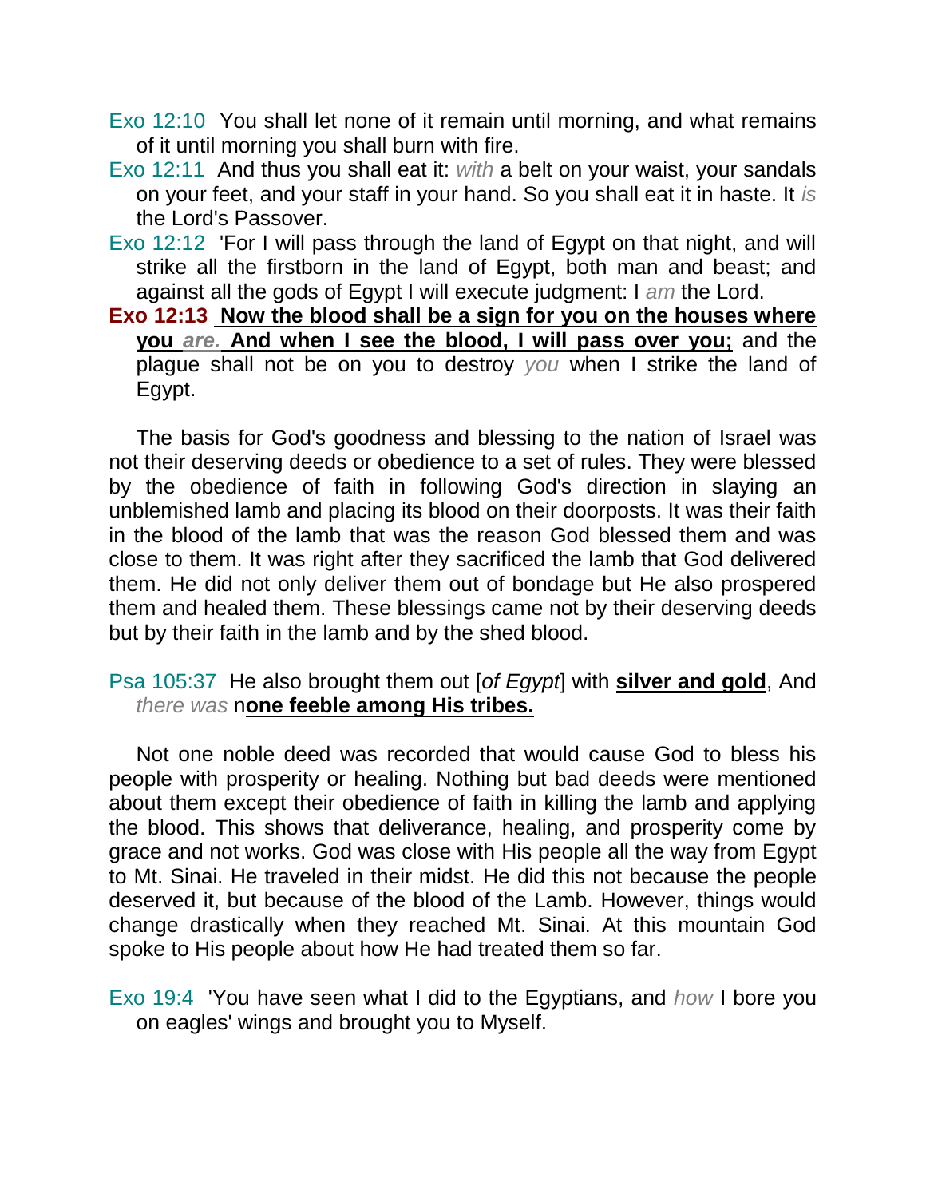Exo 12:10 You shall let none of it remain until morning, and what remains of it until morning you shall burn with fire.

Exo 12:11 And thus you shall eat it: *with* a belt on your waist, your sandals on your feet, and your staff in your hand. So you shall eat it in haste. It *is* the Lord's Passover.

Exo 12:12 'For I will pass through the land of Egypt on that night, and will strike all the firstborn in the land of Egypt, both man and beast; and against all the gods of Egypt I will execute judgment: I *am* the Lord.

**Exo 12:13** **Now the blood shall be a sign for you on the houses where you *are.* And when I see the blood, I will pass over you;** and the plague shall not be on you to destroy *you* when I strike the land of Egypt.

The basis for God's goodness and blessing to the nation of Israel was not their deserving deeds or obedience to a set of rules. They were blessed by the obedience of faith in following God's direction in slaying an unblemished lamb and placing its blood on their doorposts. It was their faith in the blood of the lamb that was the reason God blessed them and was close to them. It was right after they sacrificed the lamb that God delivered them. He did not only deliver them out of bondage but He also prospered them and healed them. These blessings came not by their deserving deeds but by their faith in the lamb and by the shed blood.

Psa 105:37 He also brought them out [*of Egypt*] with **silver and gold**, And *there was* n**one feeble among His tribes.**

Not one noble deed was recorded that would cause God to bless his people with prosperity or healing. Nothing but bad deeds were mentioned about them except their obedience of faith in killing the lamb and applying the blood. This shows that deliverance, healing, and prosperity come by grace and not works. God was close with His people all the way from Egypt to Mt. Sinai. He traveled in their midst. He did this not because the people deserved it, but because of the blood of the Lamb. However, things would change drastically when they reached Mt. Sinai. At this mountain God spoke to His people about how He had treated them so far.

Exo 19:4 'You have seen what I did to the Egyptians, and *how* I bore you on eagles' wings and brought you to Myself.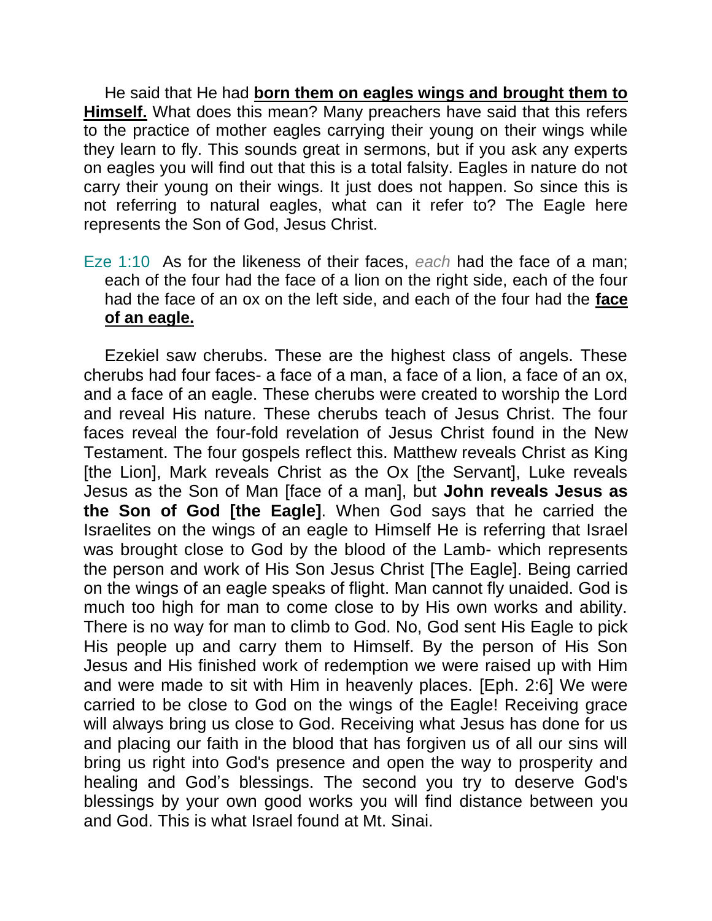He said that He had **born them on eagles wings and brought them to Himself.** What does this mean? Many preachers have said that this refers to the practice of mother eagles carrying their young on their wings while they learn to fly. This sounds great in sermons, but if you ask any experts on eagles you will find out that this is a total falsity. Eagles in nature do not carry their young on their wings. It just does not happen. So since this is not referring to natural eagles, what can it refer to? The Eagle here represents the Son of God, Jesus Christ.

> Eze 1:10 As for the likeness of their faces, *each* had the face of a man; each of the four had the face of a lion on the right side, each of the four had the face of an ox on the left side, and each of the four had the **face of an eagle.**

Ezekiel saw cherubs. These are the highest class of angels. These cherubs had four faces- a face of a man, a face of a lion, a face of an ox, and a face of an eagle. These cherubs were created to worship the Lord and reveal His nature. These cherubs teach of Jesus Christ. The four faces reveal the four-fold revelation of Jesus Christ found in the New Testament. The four gospels reflect this. Matthew reveals Christ as King [the Lion], Mark reveals Christ as the Ox [the Servant], Luke reveals Jesus as the Son of Man [face of a man], but **John reveals Jesus as the Son of God [the Eagle]**. When God says that he carried the Israelites on the wings of an eagle to Himself He is referring that Israel was brought close to God by the blood of the Lamb- which represents the person and work of His Son Jesus Christ [The Eagle]. Being carried on the wings of an eagle speaks of flight. Man cannot fly unaided. God is much too high for man to come close to by His own works and ability. There is no way for man to climb to God. No, God sent His Eagle to pick His people up and carry them to Himself. By the person of His Son Jesus and His finished work of redemption we were raised up with Him and were made to sit with Him in heavenly places. [Eph. 2:6] We were carried to be close to God on the wings of the Eagle! Receiving grace will always bring us close to God. Receiving what Jesus has done for us and placing our faith in the blood that has forgiven us of all our sins will bring us right into God's presence and open the way to prosperity and healing and God's blessings. The second you try to deserve God's blessings by your own good works you will find distance between you and God. This is what Israel found at Mt. Sinai.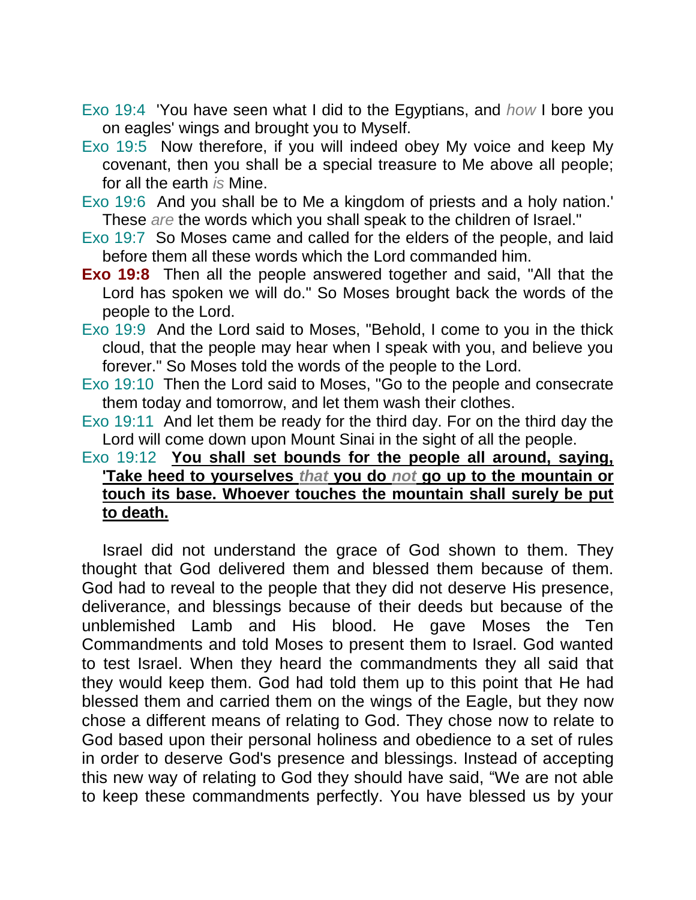Exo 19:4  'You have seen what I did to the Egyptians, and *how* I bore you on eagles' wings and brought you to Myself.

Exo 19:5  Now therefore, if you will indeed obey My voice and keep My covenant, then you shall be a special treasure to Me above all people; for all the earth *is* Mine.

Exo 19:6  And you shall be to Me a kingdom of priests and a holy nation.' These *are* the words which you shall speak to the children of Israel."

Exo 19:7  So Moses came and called for the elders of the people, and laid before them all these words which the Lord commanded him.

**Exo 19:8**  Then all the people answered together and said, "All that the Lord has spoken we will do." So Moses brought back the words of the people to the Lord.

Exo 19:9  And the Lord said to Moses, "Behold, I come to you in the thick cloud, that the people may hear when I speak with you, and believe you forever." So Moses told the words of the people to the Lord.

Exo 19:10  Then the Lord said to Moses, "Go to the people and consecrate them today and tomorrow, and let them wash their clothes.

Exo 19:11  And let them be ready for the third day. For on the third day the Lord will come down upon Mount Sinai in the sight of all the people.

Exo 19:12  **You shall set bounds for the people all around, saying, 'Take heed to yourselves *that* you do *not* go up to the mountain or touch its base. Whoever touches the mountain shall surely be put to death.**

Israel did not understand the grace of God shown to them. They thought that God delivered them and blessed them because of them. God had to reveal to the people that they did not deserve His presence, deliverance, and blessings because of their deeds but because of the unblemished Lamb and His blood. He gave Moses the Ten Commandments and told Moses to present them to Israel. God wanted to test Israel. When they heard the commandments they all said that they would keep them. God had told them up to this point that He had blessed them and carried them on the wings of the Eagle, but they now chose a different means of relating to God. They chose now to relate to God based upon their personal holiness and obedience to a set of rules in order to deserve God's presence and blessings. Instead of accepting this new way of relating to God they should have said, “We are not able to keep these commandments perfectly. You have blessed us by your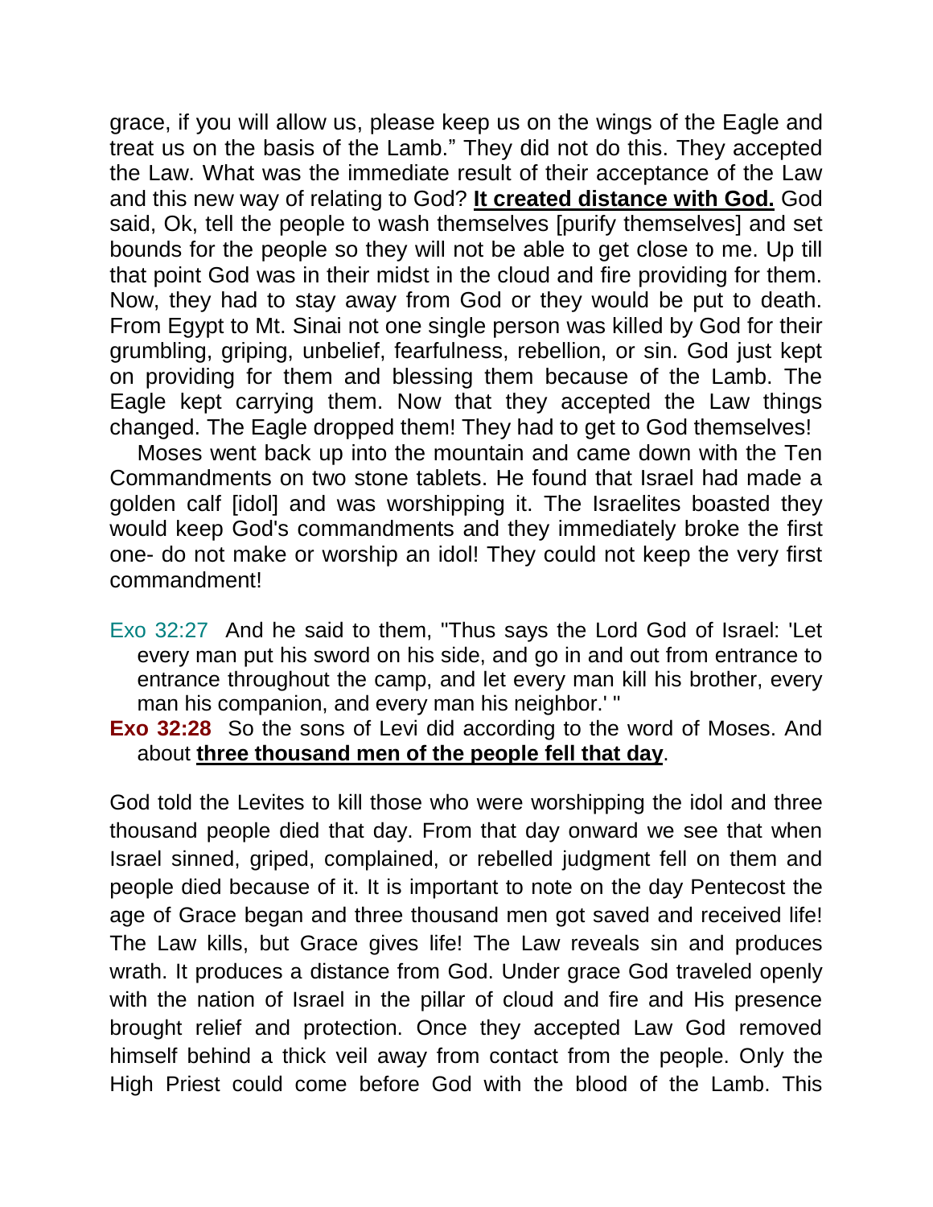grace, if you will allow us, please keep us on the wings of the Eagle and treat us on the basis of the Lamb." They did not do this. They accepted the Law. What was the immediate result of their acceptance of the Law and this new way of relating to God? **It created distance with God.** God said, Ok, tell the people to wash themselves [purify themselves] and set bounds for the people so they will not be able to get close to me. Up till that point God was in their midst in the cloud and fire providing for them. Now, they had to stay away from God or they would be put to death. From Egypt to Mt. Sinai not one single person was killed by God for their grumbling, griping, unbelief, fearfulness, rebellion, or sin. God just kept on providing for them and blessing them because of the Lamb. The Eagle kept carrying them. Now that they accepted the Law things changed. The Eagle dropped them! They had to get to God themselves!

Moses went back up into the mountain and came down with the Ten Commandments on two stone tablets. He found that Israel had made a golden calf [idol] and was worshipping it. The Israelites boasted they would keep God's commandments and they immediately broke the first one- do not make or worship an idol! They could not keep the very first commandment!

Exo 32:27 And he said to them, "Thus says the Lord God of Israel: 'Let every man put his sword on his side, and go in and out from entrance to entrance throughout the camp, and let every man kill his brother, every man his companion, and every man his neighbor.' "

**Exo 32:28** So the sons of Levi did according to the word of Moses. And about **three thousand men of the people fell that day**.

God told the Levites to kill those who were worshipping the idol and three thousand people died that day. From that day onward we see that when Israel sinned, griped, complained, or rebelled judgment fell on them and people died because of it. It is important to note on the day Pentecost the age of Grace began and three thousand men got saved and received life! The Law kills, but Grace gives life! The Law reveals sin and produces wrath. It produces a distance from God. Under grace God traveled openly with the nation of Israel in the pillar of cloud and fire and His presence brought relief and protection. Once they accepted Law God removed himself behind a thick veil away from contact from the people. Only the High Priest could come before God with the blood of the Lamb. This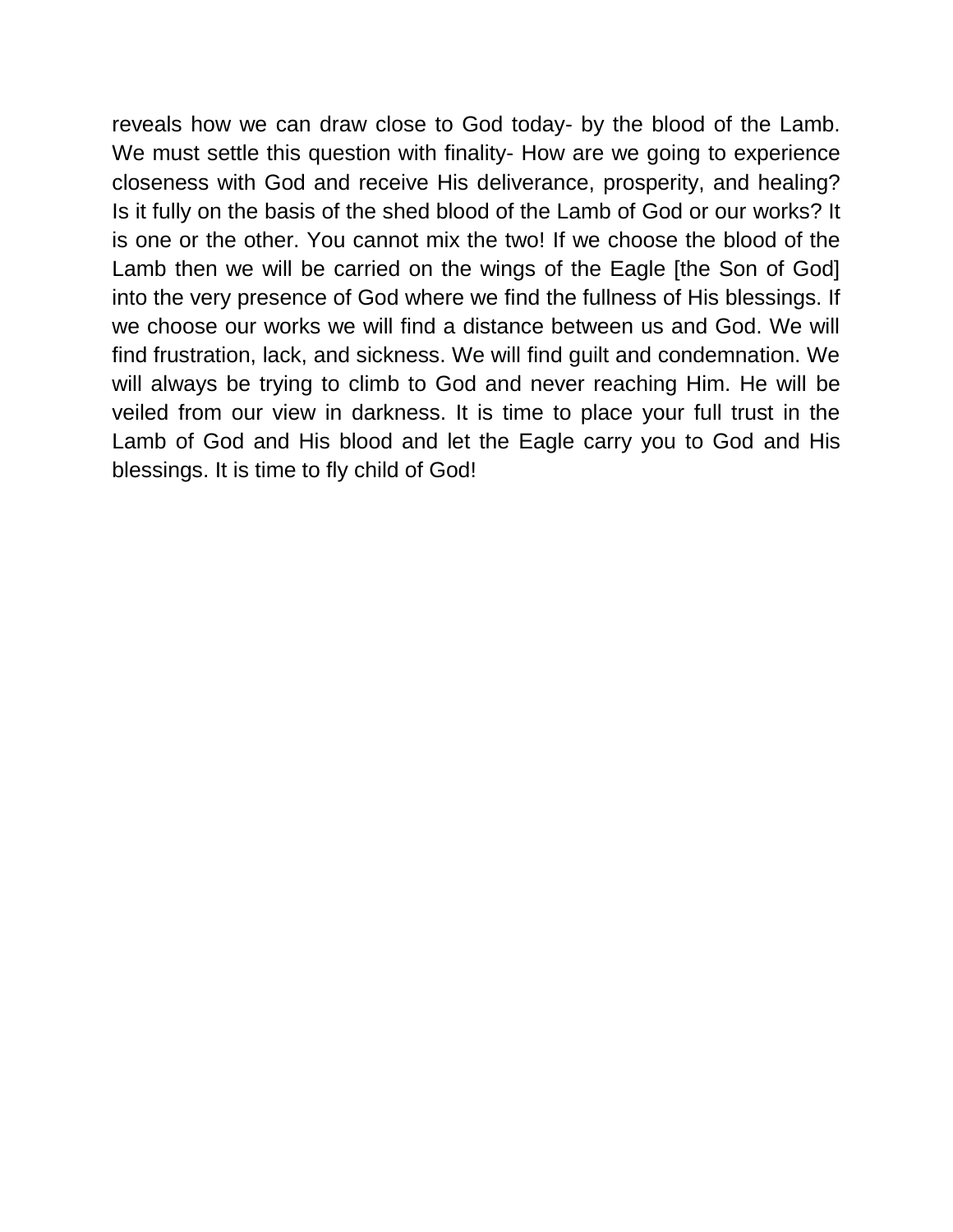reveals how we can draw close to God today- by the blood of the Lamb. We must settle this question with finality- How are we going to experience closeness with God and receive His deliverance, prosperity, and healing? Is it fully on the basis of the shed blood of the Lamb of God or our works? It is one or the other. You cannot mix the two! If we choose the blood of the Lamb then we will be carried on the wings of the Eagle [the Son of God] into the very presence of God where we find the fullness of His blessings. If we choose our works we will find a distance between us and God. We will find frustration, lack, and sickness. We will find guilt and condemnation. We will always be trying to climb to God and never reaching Him. He will be veiled from our view in darkness. It is time to place your full trust in the Lamb of God and His blood and let the Eagle carry you to God and His blessings. It is time to fly child of God!